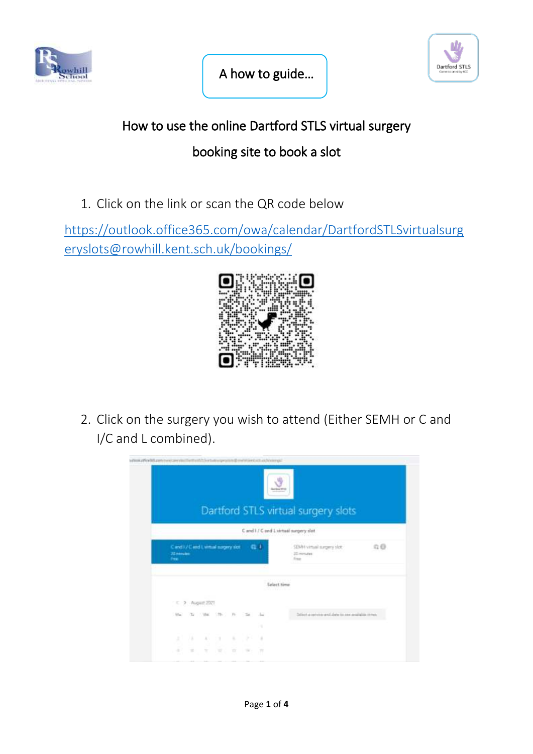A how to guide…

# How to use the online Dartford STLS virtual surgery booking site to book a slot

1. Click on the link or scan the QR code below

https://outlook.office365.com/owa/calendar/DartfordSTLSvirtualsurgeryslots@rowhill.kent.sch.uk/bookings/

2. Click on the surgery you wish to attend (Either SEMH or C and I/C and L combined).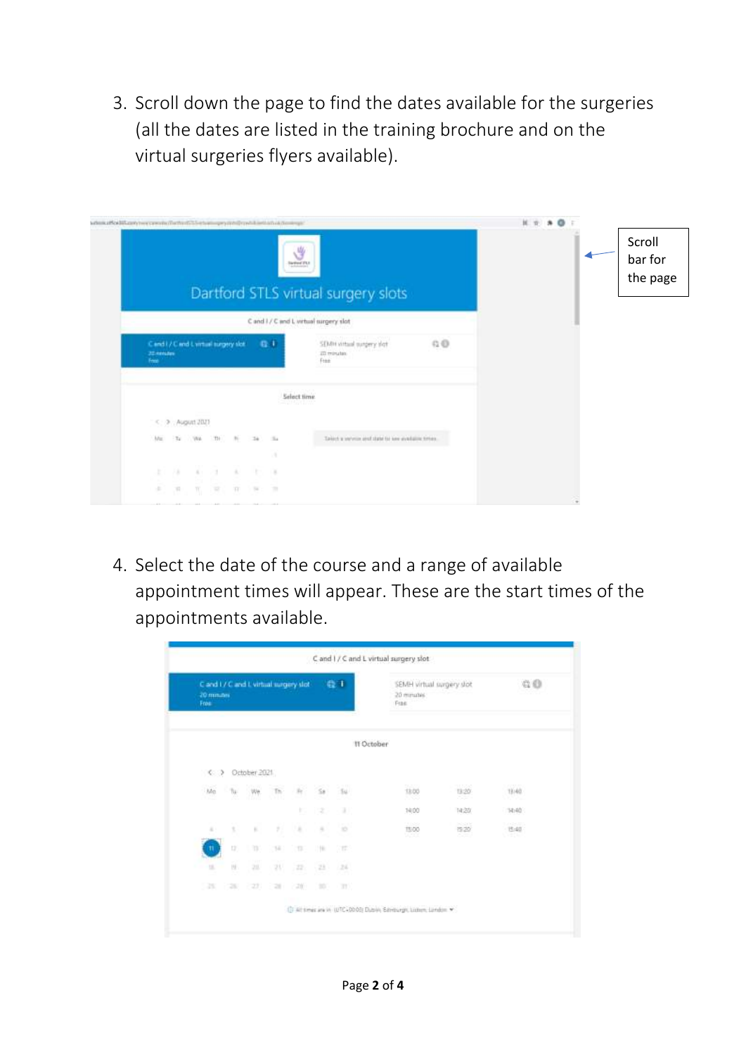3. Scroll down the page to find the dates available for the surgeries (all the dates are listed in the training brochure and on the virtual surgeries flyers available).

Scroll bar for the page

4. Select the date of the course and a range of available appointment times will appear. These are the start times of the appointments available.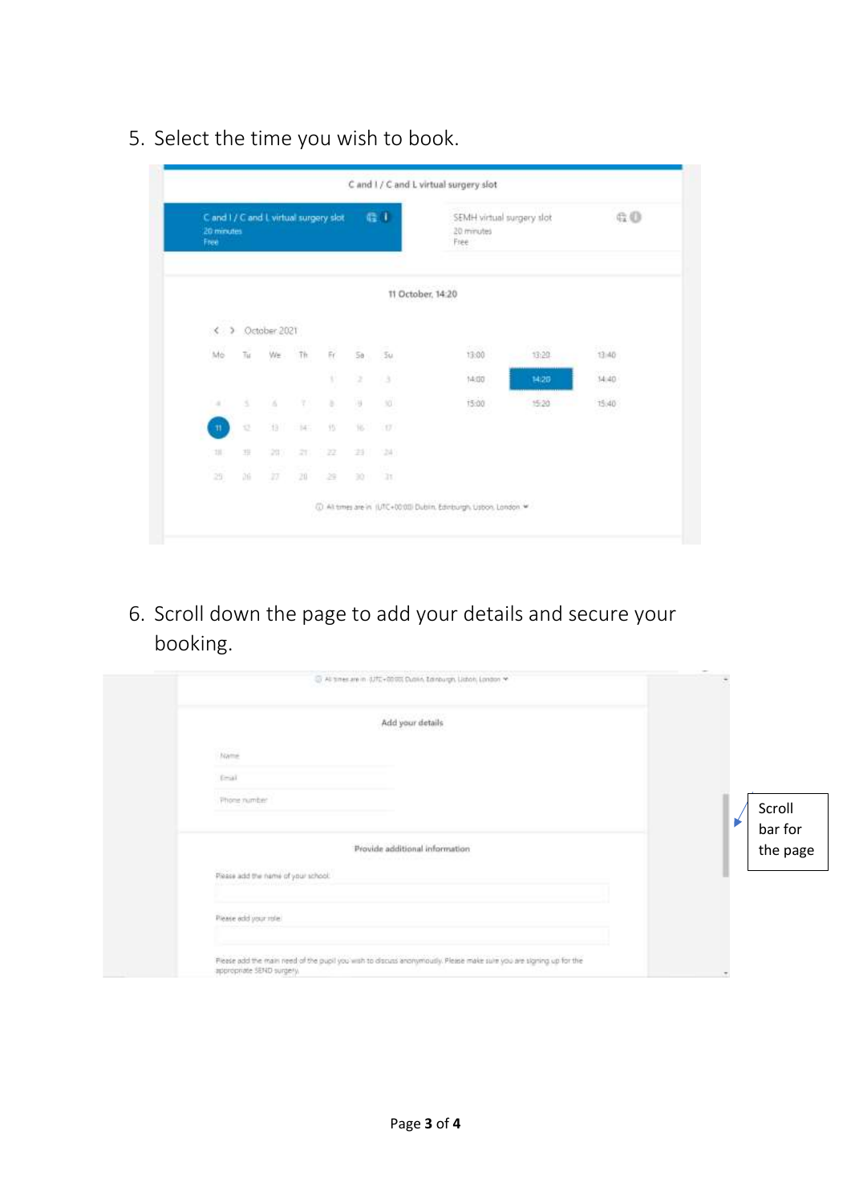5. Select the time you wish to book.

C and I / C and L virtual surgery slot

C and I / C and L virtual surgery slot
20 minutes
Free

SEMH virtual surgery slot
20 minutes
Free

11 October, 14:20

October 2021

| Mo | Tu | We | Th | Fr | Sa | Su |
|---|---|---|---|---|---|---|
| | | | | 1 | 2 | 3 |
| 4 | 5 | 6 | 7 | 8 | 9 | 10 |
| 11 | 12 | 13 | 14 | 15 | 16 | 17 |
| 18 | 19 | 20 | 21 | 22 | 23 | 24 |
| 25 | 26 | 27 | 28 | 29 | 30 | 31 |

| | | |
|---|---|---|
| 13:00 | 13:20 | 13:40 |
| 14:00 | 14:20 | 14:40 |
| 15:00 | 15:20 | 15:40 |

All times are in (UTC+00:00) Dublin, Edinburgh, Lisbon, London

6. Scroll down the page to add your details and secure your booking.

All times are in (UTC+00:00) Dublin, Edinburgh, Lisbon, London

Add your details

Name

Email

Phone number

Provide additional information

Please add the name of your school

Please add your role

Please add the main need of the pupil you wish to discuss anonymously. Please make sure you are signing up for the appropriate SEND surgery.

Scroll bar for the page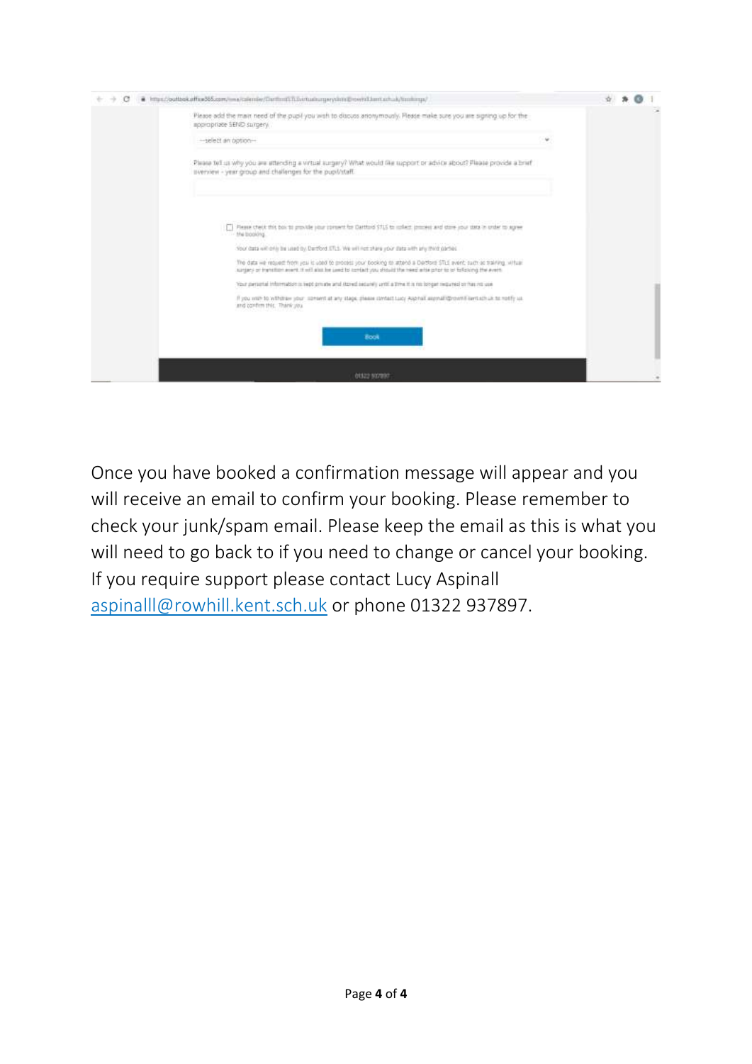Once you have booked a confirmation message will appear and you will receive an email to confirm your booking. Please remember to check your junk/spam email. Please keep the email as this is what you will need to go back to if you need to change or cancel your booking. If you require support please contact Lucy Aspinall [aspinalll@rowhill.kent.sch.uk](mailto:aspinalll@rowhill.kent.sch.uk) or phone 01322 937897.